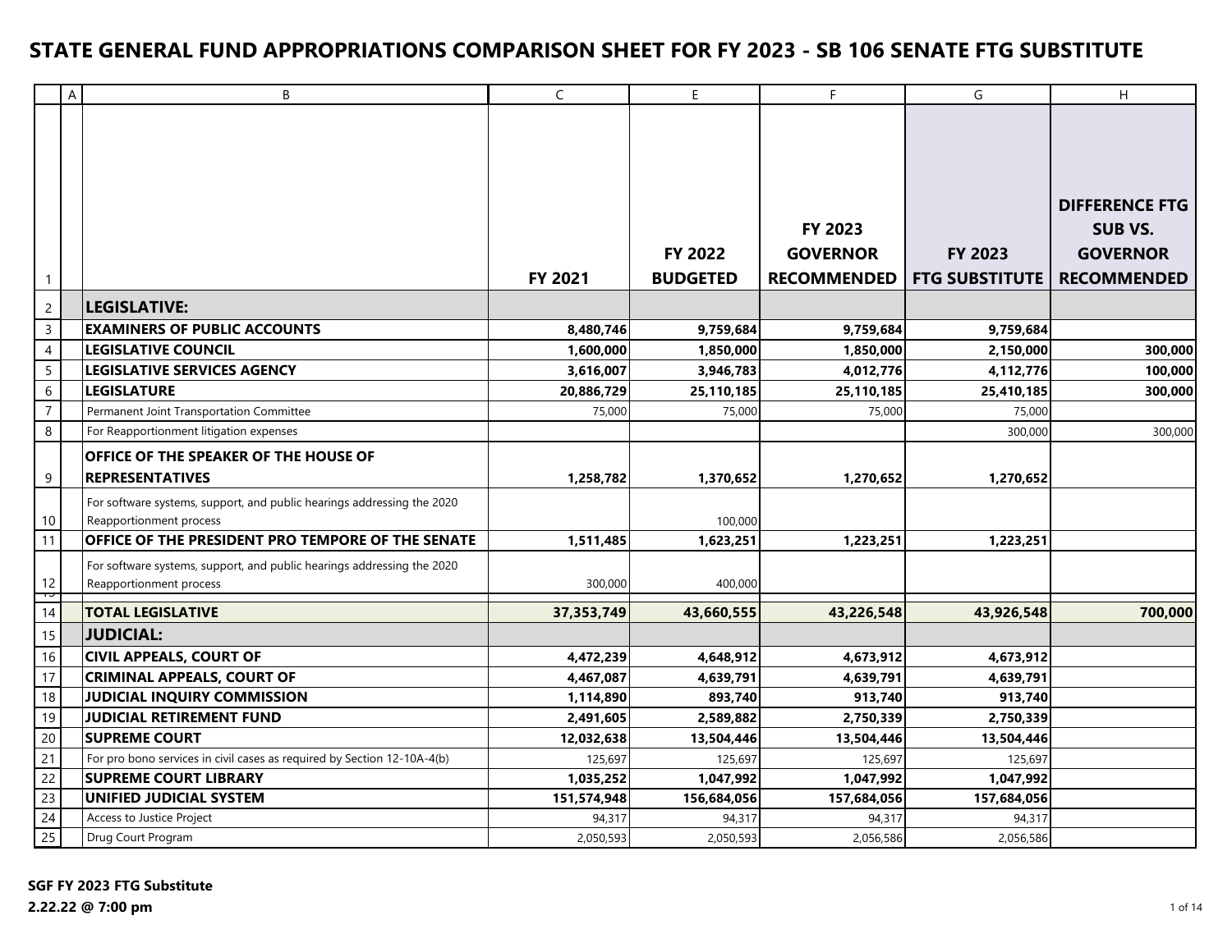# STATE GENERAL FUND APPROPRIATIONS COMPARISON SHEET FOR FY 2023 - SB 106 SENATE FTG SUBSTITUTE

| | A | B | C | E | F | G | H |
|---|---|---|---|---|---|---|---|
| 1 | | | **FY 2021** | **FY 2022 BUDGETED** | **FY 2023 GOVERNOR RECOMMENDED** | **FY 2023 FTG SUBSTITUTE** | **DIFFERENCE FTG SUB VS. GOVERNOR RECOMMENDED** |
| 2 | | **LEGISLATIVE:** | | | | | |
| 3 | | **EXAMINERS OF PUBLIC ACCOUNTS** | **8,480,746** | **9,759,684** | **9,759,684** | **9,759,684** | |
| 4 | | **LEGISLATIVE COUNCIL** | **1,600,000** | **1,850,000** | **1,850,000** | **2,150,000** | **300,000** |
| 5 | | **LEGISLATIVE SERVICES AGENCY** | **3,616,007** | **3,946,783** | **4,012,776** | **4,112,776** | **100,000** |
| 6 | | **LEGISLATURE** | **20,886,729** | **25,110,185** | **25,110,185** | **25,410,185** | **300,000** |
| 7 | | Permanent Joint Transportation Committee | 75,000 | 75,000 | 75,000 | 75,000 | |
| 8 | | For Reapportionment litigation expenses | | | | 300,000 | 300,000 |
| 9 | | **OFFICE OF THE SPEAKER OF THE HOUSE OF REPRESENTATIVES** | **1,258,782** | **1,370,652** | **1,270,652** | **1,270,652** | |
| 10 | | For software systems, support, and public hearings addressing the 2020 Reapportionment process | | 100,000 | | | |
| 11 | | **OFFICE OF THE PRESIDENT PRO TEMPORE OF THE SENATE** | **1,511,485** | **1,623,251** | **1,223,251** | **1,223,251** | |
| 12 | | For software systems, support, and public hearings addressing the 2020 Reapportionment process | 300,000 | 400,000 | | | |
| 14 | | **TOTAL LEGISLATIVE** | **37,353,749** | **43,660,555** | **43,226,548** | **43,926,548** | **700,000** |
| 15 | | **JUDICIAL:** | | | | | |
| 16 | | **CIVIL APPEALS, COURT OF** | **4,472,239** | **4,648,912** | **4,673,912** | **4,673,912** | |
| 17 | | **CRIMINAL APPEALS, COURT OF** | **4,467,087** | **4,639,791** | **4,639,791** | **4,639,791** | |
| 18 | | **JUDICIAL INQUIRY COMMISSION** | **1,114,890** | **893,740** | **913,740** | **913,740** | |
| 19 | | **JUDICIAL RETIREMENT FUND** | **2,491,605** | **2,589,882** | **2,750,339** | **2,750,339** | |
| 20 | | **SUPREME COURT** | **12,032,638** | **13,504,446** | **13,504,446** | **13,504,446** | |
| 21 | | For pro bono services in civil cases as required by Section 12-10A-4(b) | 125,697 | 125,697 | 125,697 | 125,697 | |
| 22 | | **SUPREME COURT LIBRARY** | **1,035,252** | **1,047,992** | **1,047,992** | **1,047,992** | |
| 23 | | **UNIFIED JUDICIAL SYSTEM** | **151,574,948** | **156,684,056** | **157,684,056** | **157,684,056** | |
| 24 | | Access to Justice Project | 94,317 | 94,317 | 94,317 | 94,317 | |
| 25 | | Drug Court Program | 2,050,593 | 2,050,593 | 2,056,586 | 2,056,586 | |

**SGF FY 2023 FTG Substitute**
**2.22.22 @ 7:00 pm**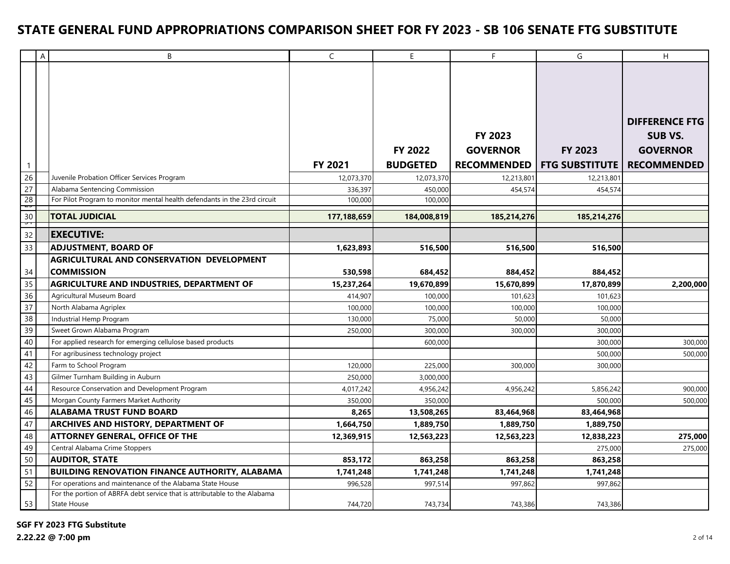# STATE GENERAL FUND APPROPRIATIONS COMPARISON SHEET FOR FY 2023 - SB 106 SENATE FTG SUBSTITUTE

| | A | B | C | E | F | G | H |
|---|---|---|---|---|---|---|---|
| 1 | | | **FY 2021** | **FY 2022 BUDGETED** | **FY 2023 GOVERNOR RECOMMENDED** | **FY 2023 FTG SUBSTITUTE** | **DIFFERENCE FTG SUB VS. GOVERNOR RECOMMENDED** |
| 26 | | Juvenile Probation Officer Services Program | 12,073,370 | 12,073,370 | 12,213,801 | 12,213,801 | |
| 27 | | Alabama Sentencing Commission | 336,397 | 450,000 | 454,574 | 454,574 | |
| 28 | | For Pilot Program to monitor mental health defendants in the 23rd circuit | 100,000 | 100,000 | | | |
| 30 | | **TOTAL JUDICIAL** | **177,188,659** | **184,008,819** | **185,214,276** | **185,214,276** | |
| 32 | | **EXECUTIVE:** | | | | | |
| 33 | | **ADJUSTMENT, BOARD OF** | **1,623,893** | **516,500** | **516,500** | **516,500** | |
| 34 | | **AGRICULTURAL AND CONSERVATION DEVELOPMENT COMMISSION** | **530,598** | **684,452** | **884,452** | **884,452** | |
| 35 | | **AGRICULTURE AND INDUSTRIES, DEPARTMENT OF** | **15,237,264** | **19,670,899** | **15,670,899** | **17,870,899** | **2,200,000** |
| 36 | | Agricultural Museum Board | 414,907 | 100,000 | 101,623 | 101,623 | |
| 37 | | North Alabama Agriplex | 100,000 | 100,000 | 100,000 | 100,000 | |
| 38 | | Industrial Hemp Program | 130,000 | 75,000 | 50,000 | 50,000 | |
| 39 | | Sweet Grown Alabama Program | 250,000 | 300,000 | 300,000 | 300,000 | |
| 40 | | For applied research for emerging cellulose based products | | 600,000 | | 300,000 | 300,000 |
| 41 | | For agribusiness technology project | | | | 500,000 | 500,000 |
| 42 | | Farm to School Program | 120,000 | 225,000 | 300,000 | 300,000 | |
| 43 | | Gilmer Turnham Building in Auburn | 250,000 | 3,000,000 | | | |
| 44 | | Resource Conservation and Development Program | 4,017,242 | 4,956,242 | 4,956,242 | 5,856,242 | 900,000 |
| 45 | | Morgan County Farmers Market Authority | 350,000 | 350,000 | | 500,000 | 500,000 |
| 46 | | **ALABAMA TRUST FUND BOARD** | **8,265** | **13,508,265** | **83,464,968** | **83,464,968** | |
| 47 | | **ARCHIVES AND HISTORY, DEPARTMENT OF** | **1,664,750** | **1,889,750** | **1,889,750** | **1,889,750** | |
| 48 | | **ATTORNEY GENERAL, OFFICE OF THE** | **12,369,915** | **12,563,223** | **12,563,223** | **12,838,223** | **275,000** |
| 49 | | Central Alabama Crime Stoppers | | | | 275,000 | 275,000 |
| 50 | | **AUDITOR, STATE** | **853,172** | **863,258** | **863,258** | **863,258** | |
| 51 | | **BUILDING RENOVATION FINANCE AUTHORITY, ALABAMA** | **1,741,248** | **1,741,248** | **1,741,248** | **1,741,248** | |
| 52 | | For operations and maintenance of the Alabama State House | 996,528 | 997,514 | 997,862 | 997,862 | |
| 53 | | For the portion of ABRFA debt service that is attributable to the Alabama State House | 744,720 | 743,734 | 743,386 | 743,386 | |

**SGF FY 2023 FTG Substitute**
**2.22.22 @ 7:00 pm**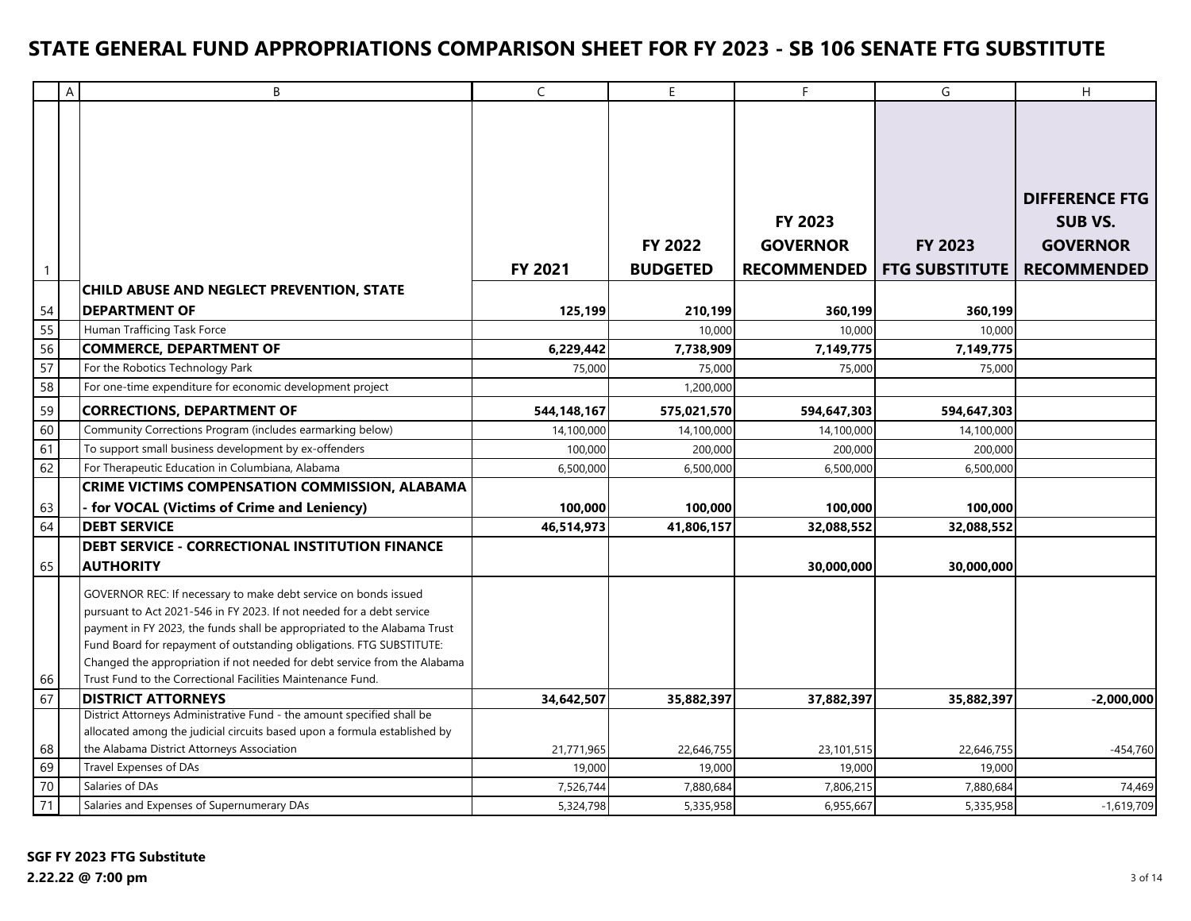# STATE GENERAL FUND APPROPRIATIONS COMPARISON SHEET FOR FY 2023 - SB 106 SENATE FTG SUBSTITUTE

| | A | B | C | E | F | G | H |
|---|---|---|---|---|---|---|---|
| 1 | | | **FY 2021** | **FY 2022 BUDGETED** | **FY 2023 GOVERNOR RECOMMENDED** | **FY 2023 FTG SUBSTITUTE** | **DIFFERENCE FTG SUB VS. GOVERNOR RECOMMENDED** |
| 54 | | **CHILD ABUSE AND NEGLECT PREVENTION, STATE DEPARTMENT OF** | **125,199** | **210,199** | **360,199** | **360,199** | |
| 55 | | Human Trafficing Task Force | | 10,000 | 10,000 | 10,000 | |
| 56 | | **COMMERCE, DEPARTMENT OF** | **6,229,442** | **7,738,909** | **7,149,775** | **7,149,775** | |
| 57 | | For the Robotics Technology Park | 75,000 | 75,000 | 75,000 | 75,000 | |
| 58 | | For one-time expenditure for economic development project | | 1,200,000 | | | |
| 59 | | **CORRECTIONS, DEPARTMENT OF** | **544,148,167** | **575,021,570** | **594,647,303** | **594,647,303** | |
| 60 | | Community Corrections Program (includes earmarking below) | 14,100,000 | 14,100,000 | 14,100,000 | 14,100,000 | |
| 61 | | To support small business development by ex-offenders | 100,000 | 200,000 | 200,000 | 200,000 | |
| 62 | | For Therapeutic Education in Columbiana, Alabama | 6,500,000 | 6,500,000 | 6,500,000 | 6,500,000 | |
| 63 | | **CRIME VICTIMS COMPENSATION COMMISSION, ALABAMA - for VOCAL (Victims of Crime and Leniency)** | **100,000** | **100,000** | **100,000** | **100,000** | |
| 64 | | **DEBT SERVICE** | **46,514,973** | **41,806,157** | **32,088,552** | **32,088,552** | |
| 65 | | **DEBT SERVICE - CORRECTIONAL INSTITUTION FINANCE AUTHORITY** | | | **30,000,000** | **30,000,000** | |
| 66 | | GOVERNOR REC: If necessary to make debt service on bonds issued pursuant to Act 2021-546 in FY 2023. If not needed for a debt service payment in FY 2023, the funds shall be appropriated to the Alabama Trust Fund Board for repayment of outstanding obligations. FTG SUBSTITUTE: Changed the appropriation if not needed for debt service from the Alabama Trust Fund to the Correctional Facilities Maintenance Fund. | | | | | |
| 67 | | **DISTRICT ATTORNEYS** | **34,642,507** | **35,882,397** | **37,882,397** | **35,882,397** | **-2,000,000** |
| 68 | | District Attorneys Administrative Fund - the amount specified shall be allocated among the judicial circuits based upon a formula established by the Alabama District Attorneys Association | 21,771,965 | 22,646,755 | 23,101,515 | 22,646,755 | -454,760 |
| 69 | | Travel Expenses of DAs | 19,000 | 19,000 | 19,000 | 19,000 | |
| 70 | | Salaries of DAs | 7,526,744 | 7,880,684 | 7,806,215 | 7,880,684 | 74,469 |
| 71 | | Salaries and Expenses of Supernumerary DAs | 5,324,798 | 5,335,958 | 6,955,667 | 5,335,958 | -1,619,709 |

**SGF FY 2023 FTG Substitute**
**2.22.22 @ 7:00 pm**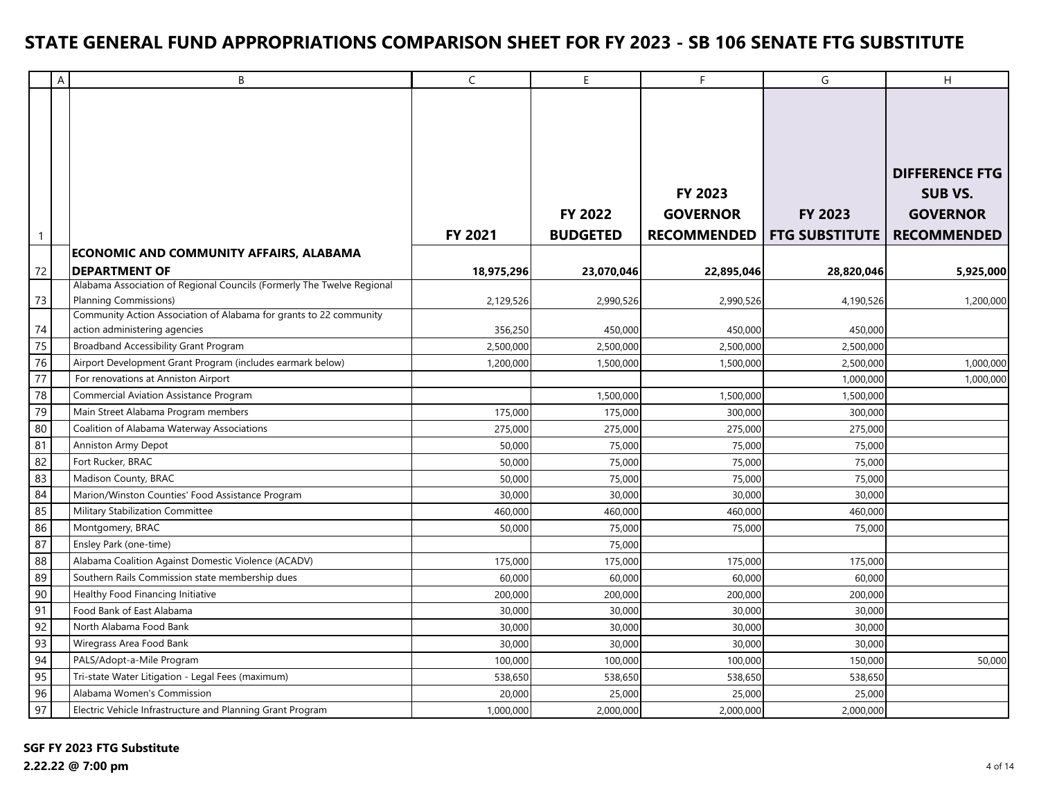# STATE GENERAL FUND APPROPRIATIONS COMPARISON SHEET FOR FY 2023 - SB 106 SENATE FTG SUBSTITUTE

| | A | B | C | E | F | G | H |
|---|---|---|---|---|---|---|---|
| 1 | | | **FY 2021** | **FY 2022 BUDGETED** | **FY 2023 GOVERNOR RECOMMENDED** | **FY 2023 FTG SUBSTITUTE** | **DIFFERENCE FTG SUB VS. GOVERNOR RECOMMENDED** |
| 72 | | **ECONOMIC AND COMMUNITY AFFAIRS, ALABAMA DEPARTMENT OF** | **18,975,296** | **23,070,046** | **22,895,046** | **28,820,046** | **5,925,000** |
| 73 | | Alabama Association of Regional Councils (Formerly The Twelve Regional Planning Commissions) | 2,129,526 | 2,990,526 | 2,990,526 | 4,190,526 | 1,200,000 |
| 74 | | Community Action Association of Alabama for grants to 22 community action administering agencies | 356,250 | 450,000 | 450,000 | 450,000 | |
| 75 | | Broadband Accessibility Grant Program | 2,500,000 | 2,500,000 | 2,500,000 | 2,500,000 | |
| 76 | | Airport Development Grant Program (includes earmark below) | 1,200,000 | 1,500,000 | 1,500,000 | 2,500,000 | 1,000,000 |
| 77 | | For renovations at Anniston Airport | | | | 1,000,000 | 1,000,000 |
| 78 | | Commercial Aviation Assistance Program | | 1,500,000 | 1,500,000 | 1,500,000 | |
| 79 | | Main Street Alabama Program members | 175,000 | 175,000 | 300,000 | 300,000 | |
| 80 | | Coalition of Alabama Waterway Associations | 275,000 | 275,000 | 275,000 | 275,000 | |
| 81 | | Anniston Army Depot | 50,000 | 75,000 | 75,000 | 75,000 | |
| 82 | | Fort Rucker, BRAC | 50,000 | 75,000 | 75,000 | 75,000 | |
| 83 | | Madison County, BRAC | 50,000 | 75,000 | 75,000 | 75,000 | |
| 84 | | Marion/Winston Counties' Food Assistance Program | 30,000 | 30,000 | 30,000 | 30,000 | |
| 85 | | Military Stabilization Committee | 460,000 | 460,000 | 460,000 | 460,000 | |
| 86 | | Montgomery, BRAC | 50,000 | 75,000 | 75,000 | 75,000 | |
| 87 | | Ensley Park (one-time) | | 75,000 | | | |
| 88 | | Alabama Coalition Against Domestic Violence (ACADV) | 175,000 | 175,000 | 175,000 | 175,000 | |
| 89 | | Southern Rails Commission state membership dues | 60,000 | 60,000 | 60,000 | 60,000 | |
| 90 | | Healthy Food Financing Initiative | 200,000 | 200,000 | 200,000 | 200,000 | |
| 91 | | Food Bank of East Alabama | 30,000 | 30,000 | 30,000 | 30,000 | |
| 92 | | North Alabama Food Bank | 30,000 | 30,000 | 30,000 | 30,000 | |
| 93 | | Wiregrass Area Food Bank | 30,000 | 30,000 | 30,000 | 30,000 | |
| 94 | | PALS/Adopt-a-Mile Program | 100,000 | 100,000 | 100,000 | 150,000 | 50,000 |
| 95 | | Tri-state Water Litigation - Legal Fees (maximum) | 538,650 | 538,650 | 538,650 | 538,650 | |
| 96 | | Alabama Women's Commission | 20,000 | 25,000 | 25,000 | 25,000 | |
| 97 | | Electric Vehicle Infrastructure and Planning Grant Program | 1,000,000 | 2,000,000 | 2,000,000 | 2,000,000 | |

**SGF FY 2023 FTG Substitute**
**2.22.22 @ 7:00 pm**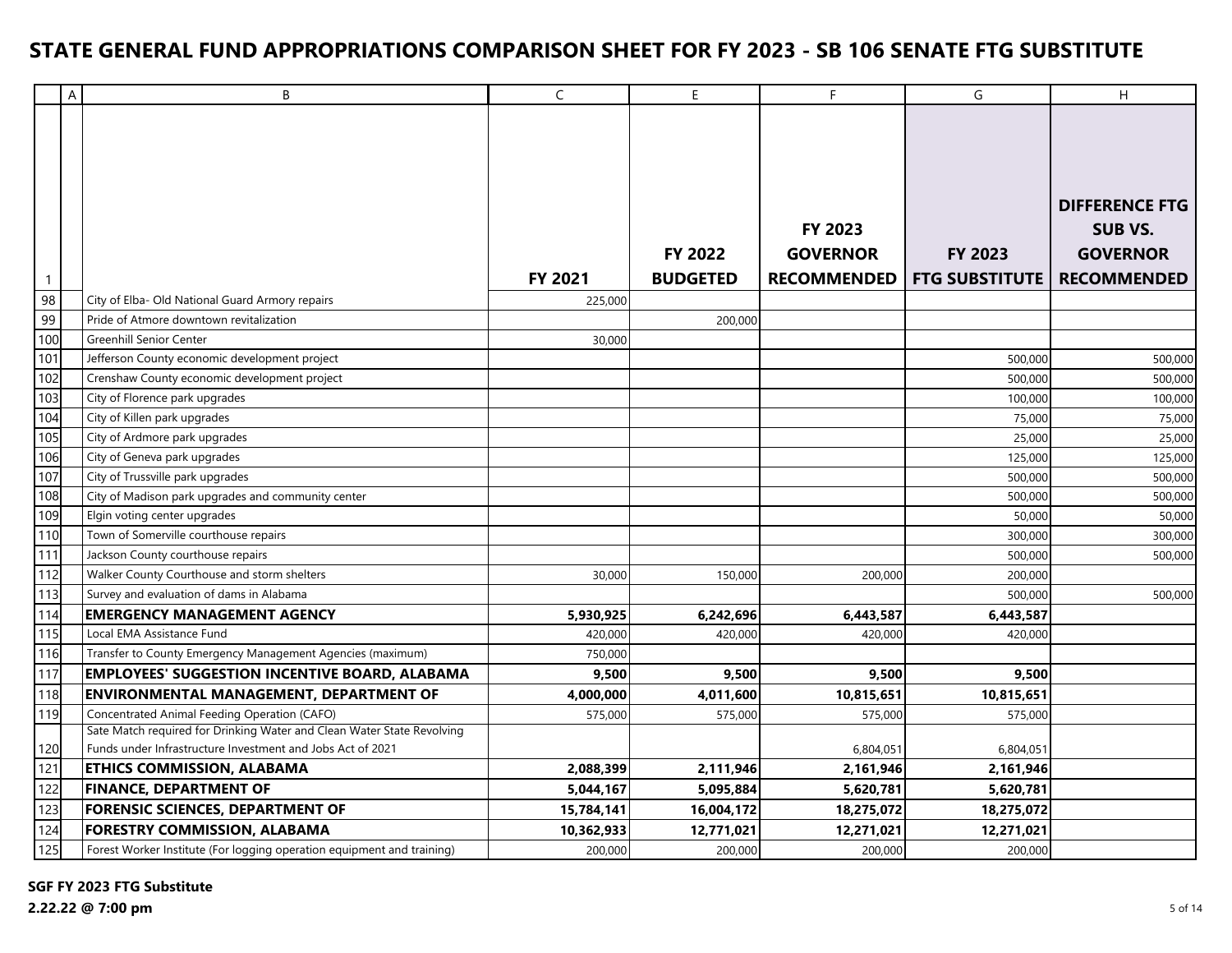# STATE GENERAL FUND APPROPRIATIONS COMPARISON SHEET FOR FY 2023 - SB 106 SENATE FTG SUBSTITUTE

| | A | B | C | E | F | G | H |
|---|---|---|---|---|---|---|---|
| 1 | | | **FY 2021** | **FY 2022 BUDGETED** | **FY 2023 GOVERNOR RECOMMENDED** | **FY 2023 FTG SUBSTITUTE** | **DIFFERENCE FTG SUB VS. GOVERNOR RECOMMENDED** |
| 98 | | City of Elba- Old National Guard Armory repairs | 225,000 | | | | |
| 99 | | Pride of Atmore downtown revitalization | | 200,000 | | | |
| 100 | | Greenhill Senior Center | 30,000 | | | | |
| 101 | | Jefferson County economic development project | | | | 500,000 | 500,000 |
| 102 | | Crenshaw County economic development project | | | | 500,000 | 500,000 |
| 103 | | City of Florence park upgrades | | | | 100,000 | 100,000 |
| 104 | | City of Killen park upgrades | | | | 75,000 | 75,000 |
| 105 | | City of Ardmore park upgrades | | | | 25,000 | 25,000 |
| 106 | | City of Geneva park upgrades | | | | 125,000 | 125,000 |
| 107 | | City of Trussville park upgrades | | | | 500,000 | 500,000 |
| 108 | | City of Madison park upgrades and community center | | | | 500,000 | 500,000 |
| 109 | | Elgin voting center upgrades | | | | 50,000 | 50,000 |
| 110 | | Town of Somerville courthouse repairs | | | | 300,000 | 300,000 |
| 111 | | Jackson County courthouse repairs | | | | 500,000 | 500,000 |
| 112 | | Walker County Courthouse and storm shelters | 30,000 | 150,000 | 200,000 | 200,000 | |
| 113 | | Survey and evaluation of dams in Alabama | | | | 500,000 | 500,000 |
| 114 | | **EMERGENCY MANAGEMENT AGENCY** | **5,930,925** | **6,242,696** | **6,443,587** | **6,443,587** | |
| 115 | | Local EMA Assistance Fund | 420,000 | 420,000 | 420,000 | 420,000 | |
| 116 | | Transfer to County Emergency Management Agencies (maximum) | 750,000 | | | | |
| 117 | | **EMPLOYEES' SUGGESTION INCENTIVE BOARD, ALABAMA** | **9,500** | **9,500** | **9,500** | **9,500** | |
| 118 | | **ENVIRONMENTAL MANAGEMENT, DEPARTMENT OF** | **4,000,000** | **4,011,600** | **10,815,651** | **10,815,651** | |
| 119 | | Concentrated Animal Feeding Operation (CAFO) | 575,000 | 575,000 | 575,000 | 575,000 | |
| 120 | | Sate Match required for Drinking Water and Clean Water State Revolving Funds under Infrastructure Investment and Jobs Act of 2021 | | | 6,804,051 | 6,804,051 | |
| 121 | | **ETHICS COMMISSION, ALABAMA** | **2,088,399** | **2,111,946** | **2,161,946** | **2,161,946** | |
| 122 | | **FINANCE, DEPARTMENT OF** | **5,044,167** | **5,095,884** | **5,620,781** | **5,620,781** | |
| 123 | | **FORENSIC SCIENCES, DEPARTMENT OF** | **15,784,141** | **16,004,172** | **18,275,072** | **18,275,072** | |
| 124 | | **FORESTRY COMMISSION, ALABAMA** | **10,362,933** | **12,771,021** | **12,271,021** | **12,271,021** | |
| 125 | | Forest Worker Institute (For logging operation equipment and training) | 200,000 | 200,000 | 200,000 | 200,000 | |

**SGF FY 2023 FTG Substitute**
**2.22.22 @ 7:00 pm**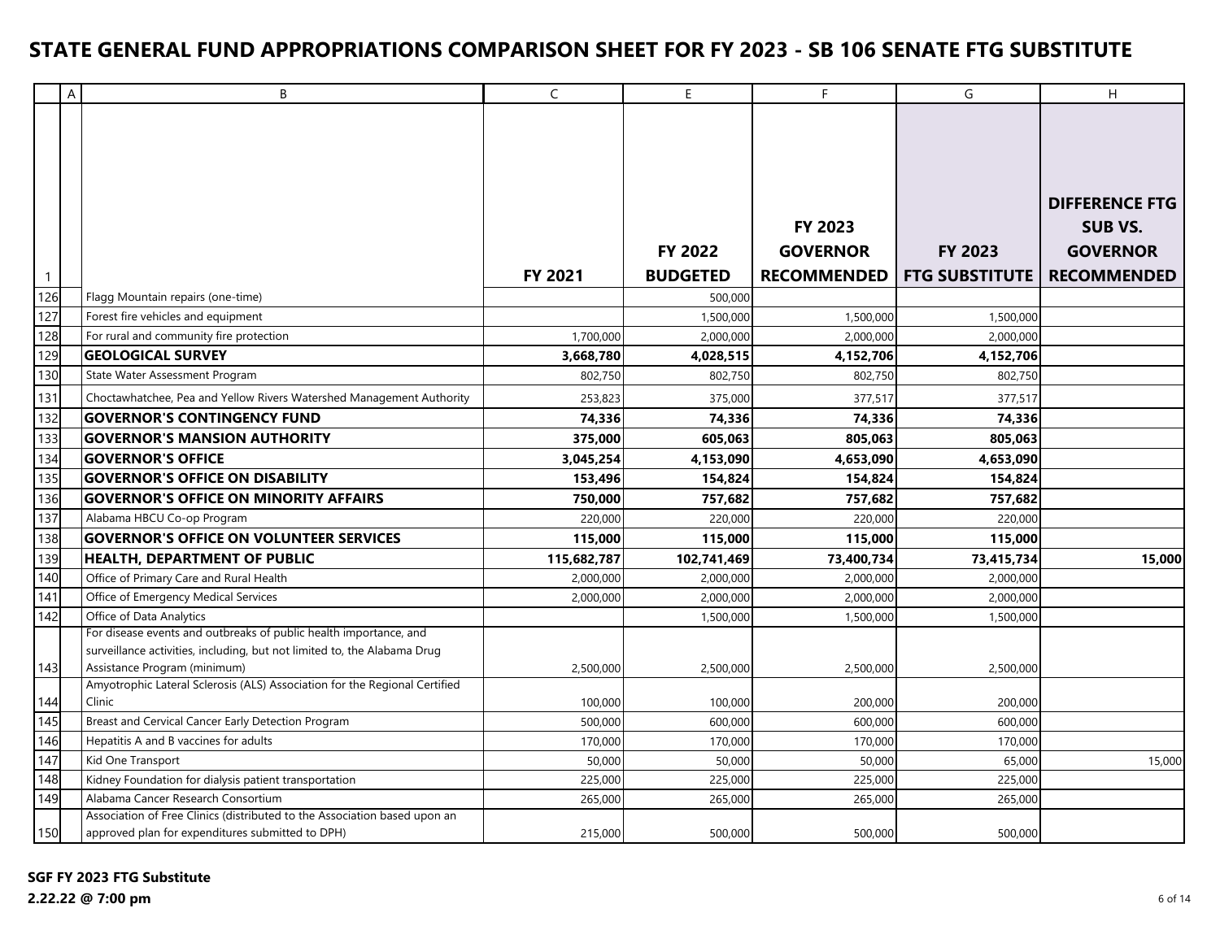# STATE GENERAL FUND APPROPRIATIONS COMPARISON SHEET FOR FY 2023 - SB 106 SENATE FTG SUBSTITUTE

| | A | B | C | E | F | G | H |
|---|---|---|---|---|---|---|---|
| 1 | | | **FY 2021** | **FY 2022 BUDGETED** | **FY 2023 GOVERNOR RECOMMENDED** | **FY 2023 FTG SUBSTITUTE** | **DIFFERENCE FTG SUB VS. GOVERNOR RECOMMENDED** |
| 126 | | Flagg Mountain repairs (one-time) | | 500,000 | | | |
| 127 | | Forest fire vehicles and equipment | | 1,500,000 | 1,500,000 | 1,500,000 | |
| 128 | | For rural and community fire protection | 1,700,000 | 2,000,000 | 2,000,000 | 2,000,000 | |
| 129 | | **GEOLOGICAL SURVEY** | **3,668,780** | **4,028,515** | **4,152,706** | **4,152,706** | |
| 130 | | State Water Assessment Program | 802,750 | 802,750 | 802,750 | 802,750 | |
| 131 | | Choctawhatchee, Pea and Yellow Rivers Watershed Management Authority | 253,823 | 375,000 | 377,517 | 377,517 | |
| 132 | | **GOVERNOR'S CONTINGENCY FUND** | **74,336** | **74,336** | **74,336** | **74,336** | |
| 133 | | **GOVERNOR'S MANSION AUTHORITY** | **375,000** | **605,063** | **805,063** | **805,063** | |
| 134 | | **GOVERNOR'S OFFICE** | **3,045,254** | **4,153,090** | **4,653,090** | **4,653,090** | |
| 135 | | **GOVERNOR'S OFFICE ON DISABILITY** | **153,496** | **154,824** | **154,824** | **154,824** | |
| 136 | | **GOVERNOR'S OFFICE ON MINORITY AFFAIRS** | **750,000** | **757,682** | **757,682** | **757,682** | |
| 137 | | Alabama HBCU Co-op Program | 220,000 | 220,000 | 220,000 | 220,000 | |
| 138 | | **GOVERNOR'S OFFICE ON VOLUNTEER SERVICES** | **115,000** | **115,000** | **115,000** | **115,000** | |
| 139 | | **HEALTH, DEPARTMENT OF PUBLIC** | **115,682,787** | **102,741,469** | **73,400,734** | **73,415,734** | **15,000** |
| 140 | | Office of Primary Care and Rural Health | 2,000,000 | 2,000,000 | 2,000,000 | 2,000,000 | |
| 141 | | Office of Emergency Medical Services | 2,000,000 | 2,000,000 | 2,000,000 | 2,000,000 | |
| 142 | | Office of Data Analytics | | 1,500,000 | 1,500,000 | 1,500,000 | |
| 143 | | For disease events and outbreaks of public health importance, and surveillance activities, including, but not limited to, the Alabama Drug Assistance Program (minimum) | 2,500,000 | 2,500,000 | 2,500,000 | 2,500,000 | |
| 144 | | Amyotrophic Lateral Sclerosis (ALS) Association for the Regional Certified Clinic | 100,000 | 100,000 | 200,000 | 200,000 | |
| 145 | | Breast and Cervical Cancer Early Detection Program | 500,000 | 600,000 | 600,000 | 600,000 | |
| 146 | | Hepatitis A and B vaccines for adults | 170,000 | 170,000 | 170,000 | 170,000 | |
| 147 | | Kid One Transport | 50,000 | 50,000 | 50,000 | 65,000 | 15,000 |
| 148 | | Kidney Foundation for dialysis patient transportation | 225,000 | 225,000 | 225,000 | 225,000 | |
| 149 | | Alabama Cancer Research Consortium | 265,000 | 265,000 | 265,000 | 265,000 | |
| 150 | | Association of Free Clinics (distributed to the Association based upon an approved plan for expenditures submitted to DPH) | 215,000 | 500,000 | 500,000 | 500,000 | |

**SGF FY 2023 FTG Substitute**
**2.22.22 @ 7:00 pm**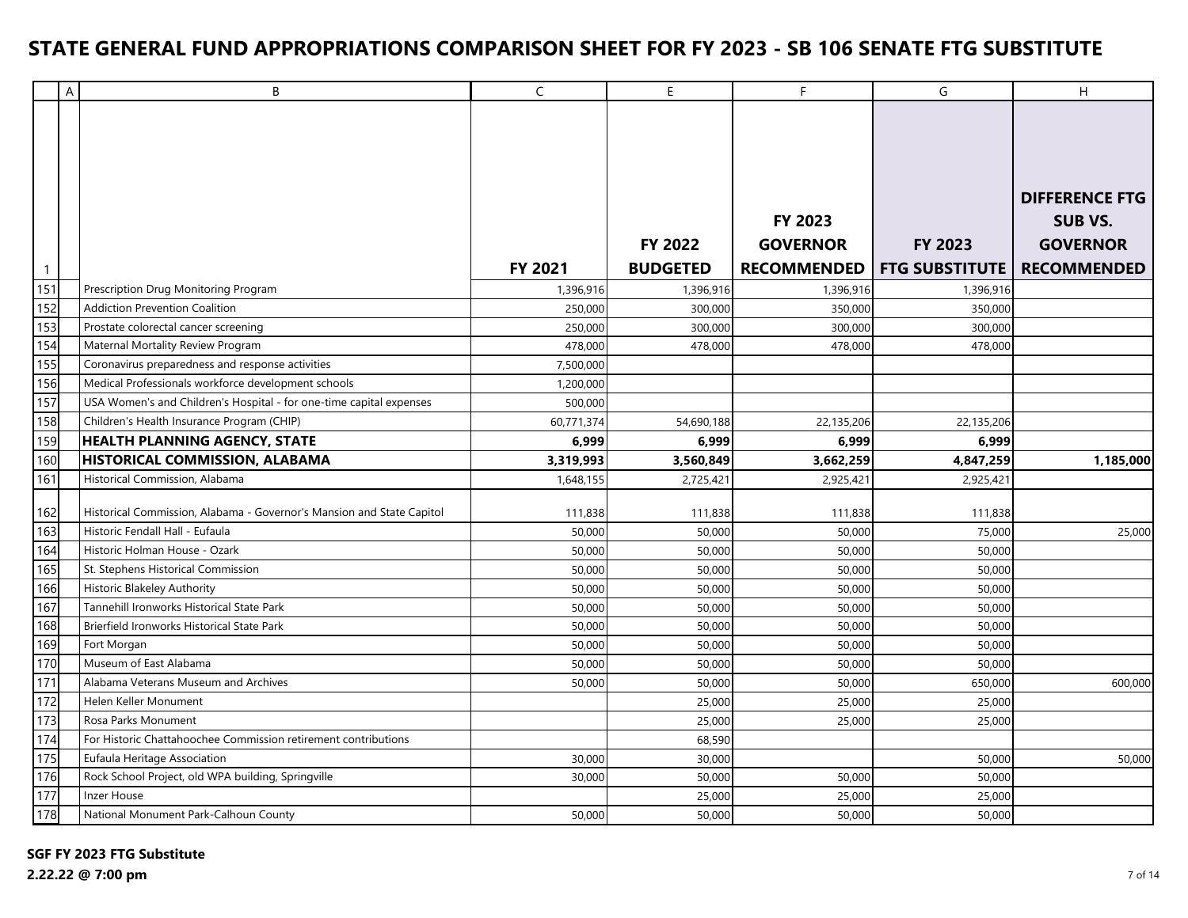# STATE GENERAL FUND APPROPRIATIONS COMPARISON SHEET FOR FY 2023 - SB 106 SENATE FTG SUBSTITUTE

| | A | B | C | E | F | G | H |
|---|---|---|---|---|---|---|---|
| 1 | | | **FY 2021** | **FY 2022 BUDGETED** | **FY 2023 GOVERNOR RECOMMENDED** | **FY 2023 FTG SUBSTITUTE** | **DIFFERENCE FTG SUB VS. GOVERNOR RECOMMENDED** |
| 151 | | Prescription Drug Monitoring Program | 1,396,916 | 1,396,916 | 1,396,916 | 1,396,916 | |
| 152 | | Addiction Prevention Coalition | 250,000 | 300,000 | 350,000 | 350,000 | |
| 153 | | Prostate colorectal cancer screening | 250,000 | 300,000 | 300,000 | 300,000 | |
| 154 | | Maternal Mortality Review Program | 478,000 | 478,000 | 478,000 | 478,000 | |
| 155 | | Coronavirus preparedness and response activities | 7,500,000 | | | | |
| 156 | | Medical Professionals workforce development schools | 1,200,000 | | | | |
| 157 | | USA Women's and Children's Hospital - for one-time capital expenses | 500,000 | | | | |
| 158 | | Children's Health Insurance Program (CHIP) | 60,771,374 | 54,690,188 | 22,135,206 | 22,135,206 | |
| 159 | | **HEALTH PLANNING AGENCY, STATE** | **6,999** | **6,999** | **6,999** | **6,999** | |
| 160 | | **HISTORICAL COMMISSION, ALABAMA** | **3,319,993** | **3,560,849** | **3,662,259** | **4,847,259** | **1,185,000** |
| 161 | | Historical Commission, Alabama | 1,648,155 | 2,725,421 | 2,925,421 | 2,925,421 | |
| 162 | | Historical Commission, Alabama - Governor's Mansion and State Capitol | 111,838 | 111,838 | 111,838 | 111,838 | |
| 163 | | Historic Fendall Hall - Eufaula | 50,000 | 50,000 | 50,000 | 75,000 | 25,000 |
| 164 | | Historic Holman House - Ozark | 50,000 | 50,000 | 50,000 | 50,000 | |
| 165 | | St. Stephens Historical Commission | 50,000 | 50,000 | 50,000 | 50,000 | |
| 166 | | Historic Blakeley Authority | 50,000 | 50,000 | 50,000 | 50,000 | |
| 167 | | Tannehill Ironworks Historical State Park | 50,000 | 50,000 | 50,000 | 50,000 | |
| 168 | | Brierfield Ironworks Historical State Park | 50,000 | 50,000 | 50,000 | 50,000 | |
| 169 | | Fort Morgan | 50,000 | 50,000 | 50,000 | 50,000 | |
| 170 | | Museum of East Alabama | 50,000 | 50,000 | 50,000 | 50,000 | |
| 171 | | Alabama Veterans Museum and Archives | 50,000 | 50,000 | 50,000 | 650,000 | 600,000 |
| 172 | | Helen Keller Monument | | 25,000 | 25,000 | 25,000 | |
| 173 | | Rosa Parks Monument | | 25,000 | 25,000 | 25,000 | |
| 174 | | For Historic Chattahoochee Commission retirement contributions | | 68,590 | | | |
| 175 | | Eufaula Heritage Association | 30,000 | 30,000 | | 50,000 | 50,000 |
| 176 | | Rock School Project, old WPA building, Springville | 30,000 | 50,000 | 50,000 | 50,000 | |
| 177 | | Inzer House | | 25,000 | 25,000 | 25,000 | |
| 178 | | National Monument Park-Calhoun County | 50,000 | 50,000 | 50,000 | 50,000 | |

**SGF FY 2023 FTG Substitute**
**2.22.22 @ 7:00 pm**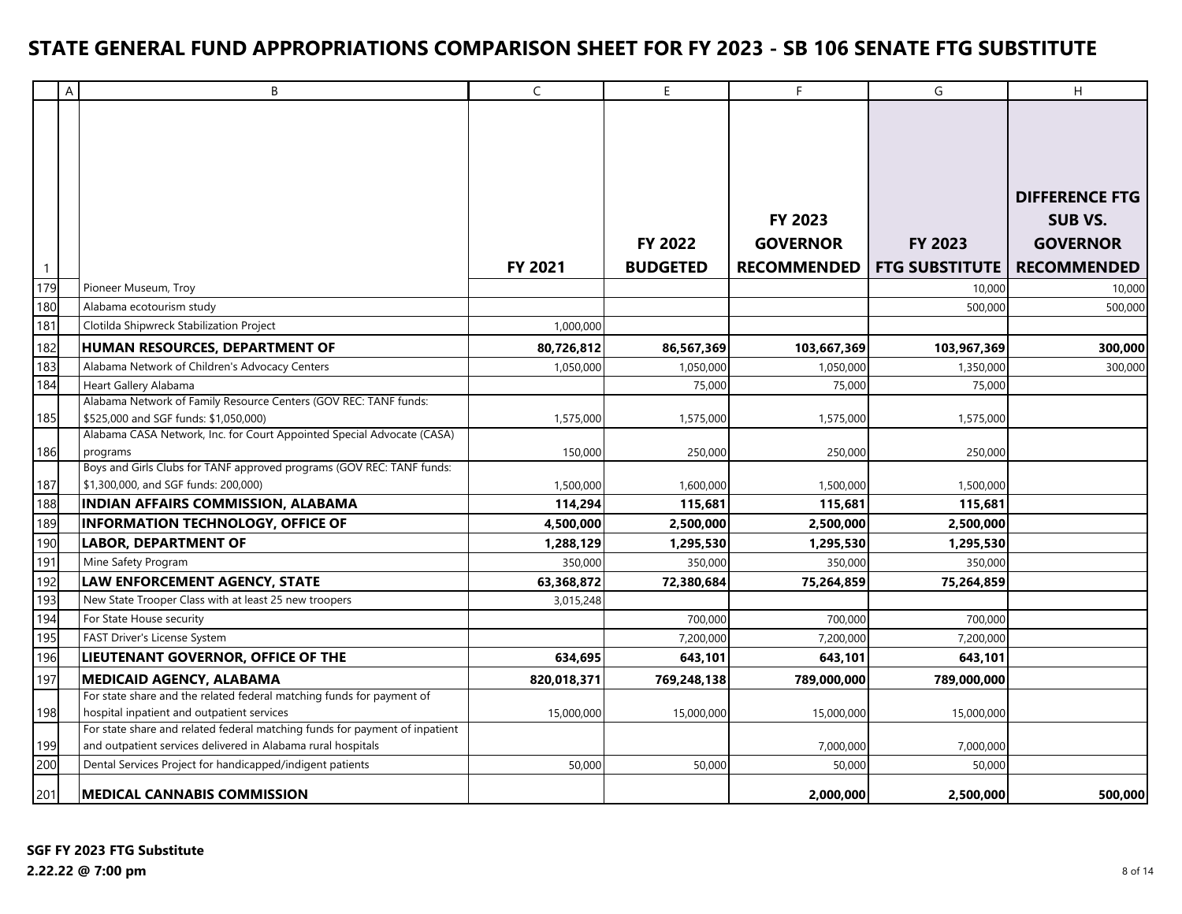# STATE GENERAL FUND APPROPRIATIONS COMPARISON SHEET FOR FY 2023 - SB 106 SENATE FTG SUBSTITUTE

| | A | B | C | E | F | G | H |
|---|---|---|---|---|---|---|---|
| 1 | | | **FY 2021** | **FY 2022 BUDGETED** | **FY 2023 GOVERNOR RECOMMENDED** | **FY 2023 FTG SUBSTITUTE** | **DIFFERENCE FTG SUB VS. GOVERNOR RECOMMENDED** |
| 179 | | Pioneer Museum, Troy | | | | 10,000 | 10,000 |
| 180 | | Alabama ecotourism study | | | | 500,000 | 500,000 |
| 181 | | Clotilda Shipwreck Stabilization Project | 1,000,000 | | | | |
| 182 | | **HUMAN RESOURCES, DEPARTMENT OF** | **80,726,812** | **86,567,369** | **103,667,369** | **103,967,369** | **300,000** |
| 183 | | Alabama Network of Children's Advocacy Centers | 1,050,000 | 1,050,000 | 1,050,000 | 1,350,000 | 300,000 |
| 184 | | Heart Gallery Alabama | | 75,000 | 75,000 | 75,000 | |
| 185 | | Alabama Network of Family Resource Centers (GOV REC: TANF funds: $525,000 and SGF funds: $1,050,000) | 1,575,000 | 1,575,000 | 1,575,000 | 1,575,000 | |
| 186 | | Alabama CASA Network, Inc. for Court Appointed Special Advocate (CASA) programs | 150,000 | 250,000 | 250,000 | 250,000 | |
| 187 | | Boys and Girls Clubs for TANF approved programs (GOV REC: TANF funds: $1,300,000, and SGF funds: 200,000) | 1,500,000 | 1,600,000 | 1,500,000 | 1,500,000 | |
| 188 | | **INDIAN AFFAIRS COMMISSION, ALABAMA** | **114,294** | **115,681** | **115,681** | **115,681** | |
| 189 | | **INFORMATION TECHNOLOGY, OFFICE OF** | **4,500,000** | **2,500,000** | **2,500,000** | **2,500,000** | |
| 190 | | **LABOR, DEPARTMENT OF** | **1,288,129** | **1,295,530** | **1,295,530** | **1,295,530** | |
| 191 | | Mine Safety Program | 350,000 | 350,000 | 350,000 | 350,000 | |
| 192 | | **LAW ENFORCEMENT AGENCY, STATE** | **63,368,872** | **72,380,684** | **75,264,859** | **75,264,859** | |
| 193 | | New State Trooper Class with at least 25 new troopers | 3,015,248 | | | | |
| 194 | | For State House security | | 700,000 | 700,000 | 700,000 | |
| 195 | | FAST Driver's License System | | 7,200,000 | 7,200,000 | 7,200,000 | |
| 196 | | **LIEUTENANT GOVERNOR, OFFICE OF THE** | **634,695** | **643,101** | **643,101** | **643,101** | |
| 197 | | **MEDICAID AGENCY, ALABAMA** | **820,018,371** | **769,248,138** | **789,000,000** | **789,000,000** | |
| 198 | | For state share and the related federal matching funds for payment of hospital inpatient and outpatient services | 15,000,000 | 15,000,000 | 15,000,000 | 15,000,000 | |
| 199 | | For state share and related federal matching funds for payment of inpatient and outpatient services delivered in Alabama rural hospitals | | | 7,000,000 | 7,000,000 | |
| 200 | | Dental Services Project for handicapped/indigent patients | 50,000 | 50,000 | 50,000 | 50,000 | |
| 201 | | **MEDICAL CANNABIS COMMISSION** | | | **2,000,000** | **2,500,000** | **500,000** |

**SGF FY 2023 FTG Substitute**
**2.22.22 @ 7:00 pm**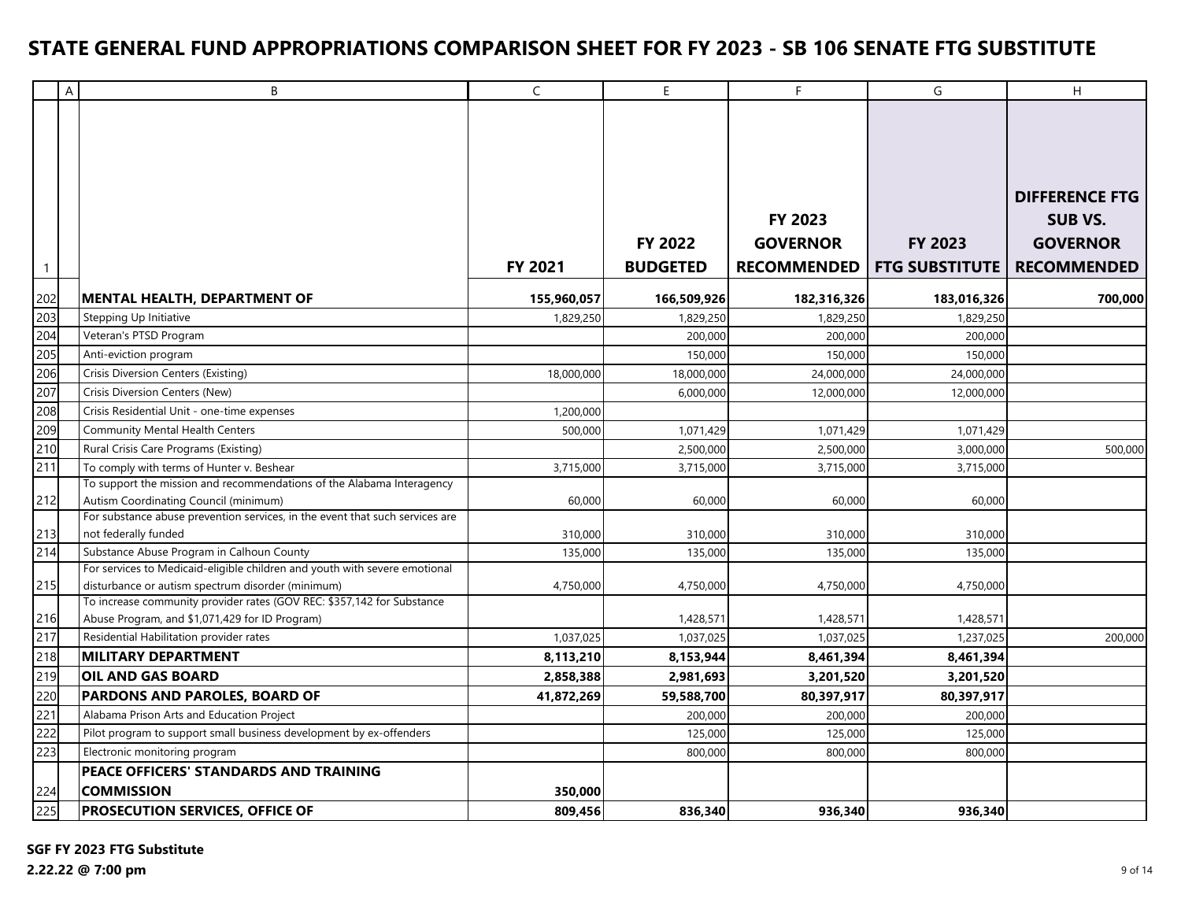# STATE GENERAL FUND APPROPRIATIONS COMPARISON SHEET FOR FY 2023 - SB 106 SENATE FTG SUBSTITUTE

| | A | B | C | E | F | G | H |
|---|---|---|---|---|---|---|---|
| 1 | | | **FY 2021** | **FY 2022 BUDGETED** | **FY 2023 GOVERNOR RECOMMENDED** | **FY 2023 FTG SUBSTITUTE** | **DIFFERENCE FTG SUB VS. GOVERNOR RECOMMENDED** |
| 202 | | **MENTAL HEALTH, DEPARTMENT OF** | **155,960,057** | **166,509,926** | **182,316,326** | **183,016,326** | **700,000** |
| 203 | | Stepping Up Initiative | 1,829,250 | 1,829,250 | 1,829,250 | 1,829,250 | |
| 204 | | Veteran's PTSD Program | | 200,000 | 200,000 | 200,000 | |
| 205 | | Anti-eviction program | | 150,000 | 150,000 | 150,000 | |
| 206 | | Crisis Diversion Centers (Existing) | 18,000,000 | 18,000,000 | 24,000,000 | 24,000,000 | |
| 207 | | Crisis Diversion Centers (New) | | 6,000,000 | 12,000,000 | 12,000,000 | |
| 208 | | Crisis Residential Unit - one-time expenses | 1,200,000 | | | | |
| 209 | | Community Mental Health Centers | 500,000 | 1,071,429 | 1,071,429 | 1,071,429 | |
| 210 | | Rural Crisis Care Programs (Existing) | | 2,500,000 | 2,500,000 | 3,000,000 | 500,000 |
| 211 | | To comply with terms of Hunter v. Beshear | 3,715,000 | 3,715,000 | 3,715,000 | 3,715,000 | |
| 212 | | To support the mission and recommendations of the Alabama Interagency Autism Coordinating Council (minimum) | 60,000 | 60,000 | 60,000 | 60,000 | |
| 213 | | For substance abuse prevention services, in the event that such services are not federally funded | 310,000 | 310,000 | 310,000 | 310,000 | |
| 214 | | Substance Abuse Program in Calhoun County | 135,000 | 135,000 | 135,000 | 135,000 | |
| 215 | | For services to Medicaid-eligible children and youth with severe emotional disturbance or autism spectrum disorder (minimum) | 4,750,000 | 4,750,000 | 4,750,000 | 4,750,000 | |
| 216 | | To increase community provider rates (GOV REC: $357,142 for Substance Abuse Program, and $1,071,429 for ID Program) | | 1,428,571 | 1,428,571 | 1,428,571 | |
| 217 | | Residential Habilitation provider rates | 1,037,025 | 1,037,025 | 1,037,025 | 1,237,025 | 200,000 |
| 218 | | **MILITARY DEPARTMENT** | **8,113,210** | **8,153,944** | **8,461,394** | **8,461,394** | |
| 219 | | **OIL AND GAS BOARD** | **2,858,388** | **2,981,693** | **3,201,520** | **3,201,520** | |
| 220 | | **PARDONS AND PAROLES, BOARD OF** | **41,872,269** | **59,588,700** | **80,397,917** | **80,397,917** | |
| 221 | | Alabama Prison Arts and Education Project | | 200,000 | 200,000 | 200,000 | |
| 222 | | Pilot program to support small business development by ex-offenders | | 125,000 | 125,000 | 125,000 | |
| 223 | | Electronic monitoring program | | 800,000 | 800,000 | 800,000 | |
| 224 | | **PEACE OFFICERS' STANDARDS AND TRAINING COMMISSION** | **350,000** | | | | |
| 225 | | **PROSECUTION SERVICES, OFFICE OF** | **809,456** | **836,340** | **936,340** | **936,340** | |

**SGF FY 2023 FTG Substitute**
**2.22.22 @ 7:00 pm**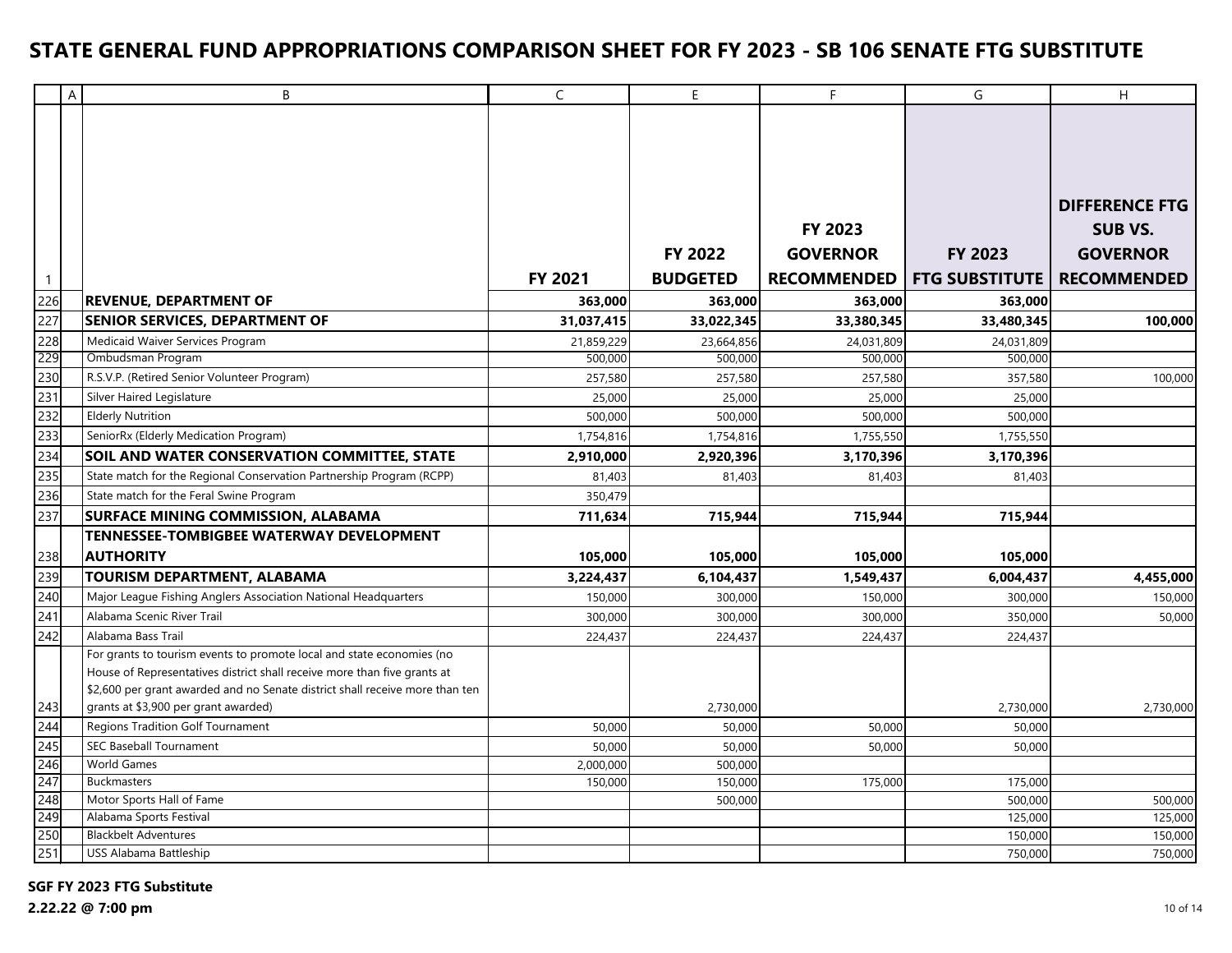# STATE GENERAL FUND APPROPRIATIONS COMPARISON SHEET FOR FY 2023 - SB 106 SENATE FTG SUBSTITUTE

| | A | B | C | E | F | G | H |
|---|---|---|---|---|---|---|---|
| 1 | | | FY 2021 | FY 2022 BUDGETED | FY 2023 GOVERNOR RECOMMENDED | FY 2023 FTG SUBSTITUTE | DIFFERENCE FTG SUB VS. GOVERNOR RECOMMENDED |
| 226 | | **REVENUE, DEPARTMENT OF** | **363,000** | **363,000** | **363,000** | **363,000** | |
| 227 | | **SENIOR SERVICES, DEPARTMENT OF** | **31,037,415** | **33,022,345** | **33,380,345** | **33,480,345** | **100,000** |
| 228 | | Medicaid Waiver Services Program | 21,859,229 | 23,664,856 | 24,031,809 | 24,031,809 | |
| 229 | | Ombudsman Program | 500,000 | 500,000 | 500,000 | 500,000 | |
| 230 | | R.S.V.P. (Retired Senior Volunteer Program) | 257,580 | 257,580 | 257,580 | 357,580 | 100,000 |
| 231 | | Silver Haired Legislature | 25,000 | 25,000 | 25,000 | 25,000 | |
| 232 | | Elderly Nutrition | 500,000 | 500,000 | 500,000 | 500,000 | |
| 233 | | SeniorRx (Elderly Medication Program) | 1,754,816 | 1,754,816 | 1,755,550 | 1,755,550 | |
| 234 | | **SOIL AND WATER CONSERVATION COMMITTEE, STATE** | **2,910,000** | **2,920,396** | **3,170,396** | **3,170,396** | |
| 235 | | State match for the Regional Conservation Partnership Program (RCPP) | 81,403 | 81,403 | 81,403 | 81,403 | |
| 236 | | State match for the Feral Swine Program | 350,479 | | | | |
| 237 | | **SURFACE MINING COMMISSION, ALABAMA** | **711,634** | **715,944** | **715,944** | **715,944** | |
| 238 | | **TENNESSEE-TOMBIGBEE WATERWAY DEVELOPMENT AUTHORITY** | **105,000** | **105,000** | **105,000** | **105,000** | |
| 239 | | **TOURISM DEPARTMENT, ALABAMA** | **3,224,437** | **6,104,437** | **1,549,437** | **6,004,437** | **4,455,000** |
| 240 | | Major League Fishing Anglers Association National Headquarters | 150,000 | 300,000 | 150,000 | 300,000 | 150,000 |
| 241 | | Alabama Scenic River Trail | 300,000 | 300,000 | 300,000 | 350,000 | 50,000 |
| 242 | | Alabama Bass Trail | 224,437 | 224,437 | 224,437 | 224,437 | |
| 243 | | For grants to tourism events to promote local and state economies (no House of Representatives district shall receive more than five grants at $2,600 per grant awarded and no Senate district shall receive more than ten grants at $3,900 per grant awarded) | | 2,730,000 | | 2,730,000 | 2,730,000 |
| 244 | | Regions Tradition Golf Tournament | 50,000 | 50,000 | 50,000 | 50,000 | |
| 245 | | SEC Baseball Tournament | 50,000 | 50,000 | 50,000 | 50,000 | |
| 246 | | World Games | 2,000,000 | 500,000 | | | |
| 247 | | Buckmasters | 150,000 | 150,000 | 175,000 | 175,000 | |
| 248 | | Motor Sports Hall of Fame | | 500,000 | | 500,000 | 500,000 |
| 249 | | Alabama Sports Festival | | | | 125,000 | 125,000 |
| 250 | | Blackbelt Adventures | | | | 150,000 | 150,000 |
| 251 | | USS Alabama Battleship | | | | 750,000 | 750,000 |

**SGF FY 2023 FTG Substitute**
**2.22.22 @ 7:00 pm**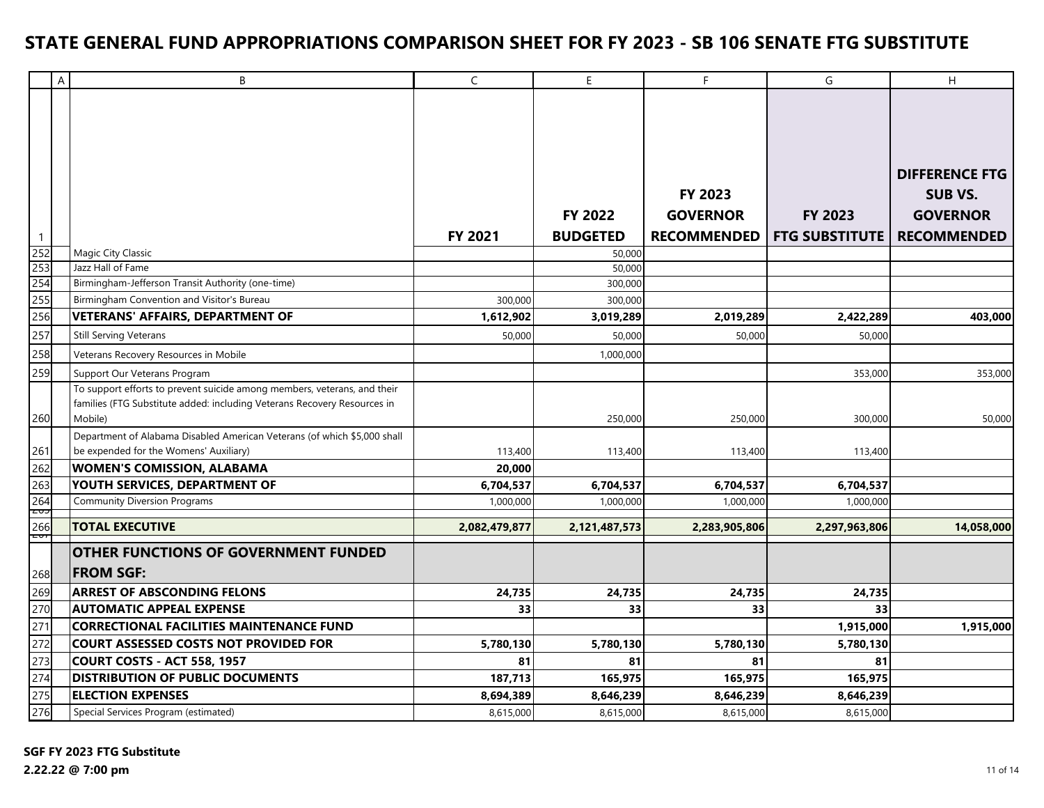# STATE GENERAL FUND APPROPRIATIONS COMPARISON SHEET FOR FY 2023 - SB 106 SENATE FTG SUBSTITUTE

| | A | B | C | E | F | G | H |
|---|---|---|---|---|---|---|---|
| 1 | | | **FY 2021** | **FY 2022 BUDGETED** | **FY 2023 GOVERNOR RECOMMENDED** | **FY 2023 FTG SUBSTITUTE** | **DIFFERENCE FTG SUB VS. GOVERNOR RECOMMENDED** |
| 252 | | Magic City Classic | | 50,000 | | | |
| 253 | | Jazz Hall of Fame | | 50,000 | | | |
| 254 | | Birmingham-Jefferson Transit Authority (one-time) | | 300,000 | | | |
| 255 | | Birmingham Convention and Visitor's Bureau | 300,000 | 300,000 | | | |
| 256 | | **VETERANS' AFFAIRS, DEPARTMENT OF** | **1,612,902** | **3,019,289** | **2,019,289** | **2,422,289** | **403,000** |
| 257 | | Still Serving Veterans | 50,000 | 50,000 | 50,000 | 50,000 | |
| 258 | | Veterans Recovery Resources in Mobile | | 1,000,000 | | | |
| 259 | | Support Our Veterans Program | | | | 353,000 | 353,000 |
| 260 | | To support efforts to prevent suicide among members, veterans, and their families (FTG Substitute added: including Veterans Recovery Resources in Mobile) | | 250,000 | 250,000 | 300,000 | 50,000 |
| 261 | | Department of Alabama Disabled American Veterans (of which $5,000 shall be expended for the Womens' Auxiliary) | 113,400 | 113,400 | 113,400 | 113,400 | |
| 262 | | **WOMEN'S COMISSION, ALABAMA** | **20,000** | | | | |
| 263 | | **YOUTH SERVICES, DEPARTMENT OF** | **6,704,537** | **6,704,537** | **6,704,537** | **6,704,537** | |
| 264 | | Community Diversion Programs | 1,000,000 | 1,000,000 | 1,000,000 | 1,000,000 | |
| 265 | | | | | | | |
| 266 | | **TOTAL EXECUTIVE** | **2,082,479,877** | **2,121,487,573** | **2,283,905,806** | **2,297,963,806** | **14,058,000** |
| 267 | | | | | | | |
| 268 | | **OTHER FUNCTIONS OF GOVERNMENT FUNDED FROM SGF:** | | | | | |
| 269 | | **ARREST OF ABSCONDING FELONS** | **24,735** | **24,735** | **24,735** | **24,735** | |
| 270 | | **AUTOMATIC APPEAL EXPENSE** | **33** | **33** | **33** | **33** | |
| 271 | | **CORRECTIONAL FACILITIES MAINTENANCE FUND** | | | | **1,915,000** | **1,915,000** |
| 272 | | **COURT ASSESSED COSTS NOT PROVIDED FOR** | **5,780,130** | **5,780,130** | **5,780,130** | **5,780,130** | |
| 273 | | **COURT COSTS - ACT 558, 1957** | **81** | **81** | **81** | **81** | |
| 274 | | **DISTRIBUTION OF PUBLIC DOCUMENTS** | **187,713** | **165,975** | **165,975** | **165,975** | |
| 275 | | **ELECTION EXPENSES** | **8,694,389** | **8,646,239** | **8,646,239** | **8,646,239** | |
| 276 | | Special Services Program (estimated) | 8,615,000 | 8,615,000 | 8,615,000 | 8,615,000 | |

**SGF FY 2023 FTG Substitute**
**2.22.22 @ 7:00 pm**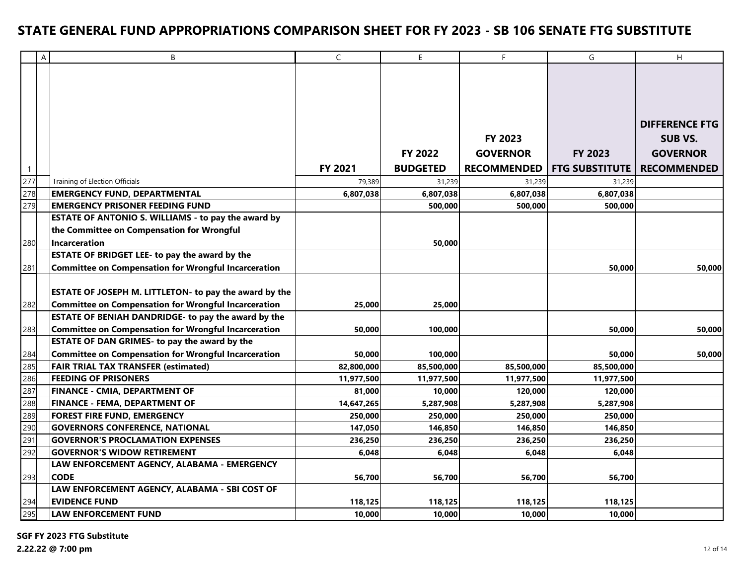# STATE GENERAL FUND APPROPRIATIONS COMPARISON SHEET FOR FY 2023 - SB 106 SENATE FTG SUBSTITUTE

| | A | B | C | E | F | G | H |
|---|---|---|---|---|---|---|---|
| 1 | | | **FY 2021** | **FY 2022 BUDGETED** | **FY 2023 GOVERNOR RECOMMENDED** | **FY 2023 FTG SUBSTITUTE** | **DIFFERENCE FTG SUB VS. GOVERNOR RECOMMENDED** |
| 277 | | Training of Election Officials | 79,389 | 31,239 | 31,239 | 31,239 | |
| 278 | | **EMERGENCY FUND, DEPARTMENTAL** | **6,807,038** | **6,807,038** | **6,807,038** | **6,807,038** | |
| 279 | | **EMERGENCY PRISONER FEEDING FUND** | | **500,000** | **500,000** | **500,000** | |
| 280 | | **ESTATE OF ANTONIO S. WILLIAMS - to pay the award by the Committee on Compensation for Wrongful Incarceration** | | **50,000** | | | |
| 281 | | **ESTATE OF BRIDGET LEE- to pay the award by the Committee on Compensation for Wrongful Incarceration** | | | | **50,000** | **50,000** |
| 282 | | **ESTATE OF JOSEPH M. LITTLETON- to pay the award by the Committee on Compensation for Wrongful Incarceration** | **25,000** | **25,000** | | | |
| 283 | | **ESTATE OF BENIAH DANDRIDGE- to pay the award by the Committee on Compensation for Wrongful Incarceration** | **50,000** | **100,000** | | **50,000** | **50,000** |
| 284 | | **ESTATE OF DAN GRIMES- to pay the award by the Committee on Compensation for Wrongful Incarceration** | **50,000** | **100,000** | | **50,000** | **50,000** |
| 285 | | **FAIR TRIAL TAX TRANSFER (estimated)** | **82,800,000** | **85,500,000** | **85,500,000** | **85,500,000** | |
| 286 | | **FEEDING OF PRISONERS** | **11,977,500** | **11,977,500** | **11,977,500** | **11,977,500** | |
| 287 | | **FINANCE - CMIA, DEPARTMENT OF** | **81,000** | **10,000** | **120,000** | **120,000** | |
| 288 | | **FINANCE - FEMA, DEPARTMENT OF** | **14,647,265** | **5,287,908** | **5,287,908** | **5,287,908** | |
| 289 | | **FOREST FIRE FUND, EMERGENCY** | **250,000** | **250,000** | **250,000** | **250,000** | |
| 290 | | **GOVERNORS CONFERENCE, NATIONAL** | **147,050** | **146,850** | **146,850** | **146,850** | |
| 291 | | **GOVERNOR'S PROCLAMATION EXPENSES** | **236,250** | **236,250** | **236,250** | **236,250** | |
| 292 | | **GOVERNOR'S WIDOW RETIREMENT** | **6,048** | **6,048** | **6,048** | **6,048** | |
| 293 | | **LAW ENFORCEMENT AGENCY, ALABAMA - EMERGENCY CODE** | **56,700** | **56,700** | **56,700** | **56,700** | |
| 294 | | **LAW ENFORCEMENT AGENCY, ALABAMA - SBI COST OF EVIDENCE FUND** | **118,125** | **118,125** | **118,125** | **118,125** | |
| 295 | | **LAW ENFORCEMENT FUND** | **10,000** | **10,000** | **10,000** | **10,000** | |

**SGF FY 2023 FTG Substitute**
**2.22.22 @ 7:00 pm**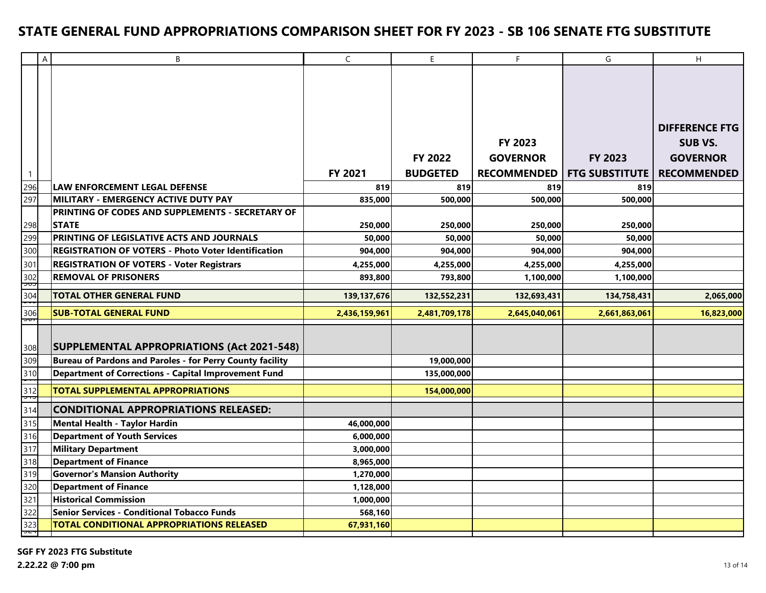# STATE GENERAL FUND APPROPRIATIONS COMPARISON SHEET FOR FY 2023 - SB 106 SENATE FTG SUBSTITUTE

| | A | B | C | E | F | G | H |
|---|---|---|---|---|---|---|---|
| 1 | | | **FY 2021** | **FY 2022 BUDGETED** | **FY 2023 GOVERNOR RECOMMENDED** | **FY 2023 FTG SUBSTITUTE** | **DIFFERENCE FTG SUB VS. GOVERNOR RECOMMENDED** |
| 296 | | **LAW ENFORCEMENT LEGAL DEFENSE** | **819** | **819** | **819** | **819** | |
| 297 | | **MILITARY - EMERGENCY ACTIVE DUTY PAY** | **835,000** | **500,000** | **500,000** | **500,000** | |
| 298 | | **PRINTING OF CODES AND SUPPLEMENTS - SECRETARY OF STATE** | **250,000** | **250,000** | **250,000** | **250,000** | |
| 299 | | **PRINTING OF LEGISLATIVE ACTS AND JOURNALS** | **50,000** | **50,000** | **50,000** | **50,000** | |
| 300 | | **REGISTRATION OF VOTERS - Photo Voter Identification** | **904,000** | **904,000** | **904,000** | **904,000** | |
| 301 | | **REGISTRATION OF VOTERS - Voter Registrars** | **4,255,000** | **4,255,000** | **4,255,000** | **4,255,000** | |
| 302 | | **REMOVAL OF PRISONERS** | **893,800** | **793,800** | **1,100,000** | **1,100,000** | |
| 304 | | **TOTAL OTHER GENERAL FUND** | **139,137,676** | **132,552,231** | **132,693,431** | **134,758,431** | **2,065,000** |
| 306 | | **SUB-TOTAL GENERAL FUND** | **2,436,159,961** | **2,481,709,178** | **2,645,040,061** | **2,661,863,061** | **16,823,000** |
| 308 | | **SUPPLEMENTAL APPROPRIATIONS (Act 2021-548)** | | | | | |
| 309 | | **Bureau of Pardons and Paroles - for Perry County facility** | | **19,000,000** | | | |
| 310 | | **Department of Corrections - Capital Improvement Fund** | | **135,000,000** | | | |
| 312 | | **TOTAL SUPPLEMENTAL APPROPRIATIONS** | | **154,000,000** | | | |
| 314 | | **CONDITIONAL APPROPRIATIONS RELEASED:** | | | | | |
| 315 | | **Mental Health - Taylor Hardin** | **46,000,000** | | | | |
| 316 | | **Department of Youth Services** | **6,000,000** | | | | |
| 317 | | **Military Department** | **3,000,000** | | | | |
| 318 | | **Department of Finance** | **8,965,000** | | | | |
| 319 | | **Governor's Mansion Authority** | **1,270,000** | | | | |
| 320 | | **Department of Finance** | **1,128,000** | | | | |
| 321 | | **Historical Commission** | **1,000,000** | | | | |
| 322 | | **Senior Services - Conditional Tobacco Funds** | **568,160** | | | | |
| 323 | | **TOTAL CONDITIONAL APPROPRIATIONS RELEASED** | **67,931,160** | | | | |

**SGF FY 2023 FTG Substitute**
**2.22.22 @ 7:00 pm**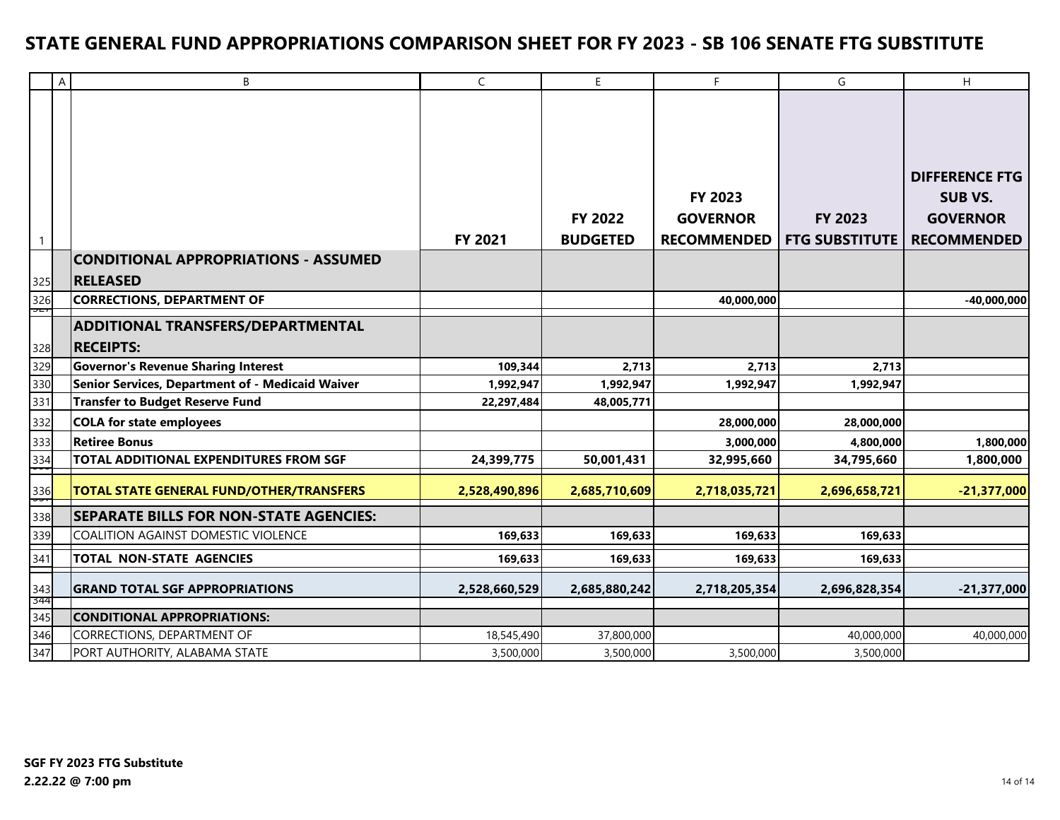# STATE GENERAL FUND APPROPRIATIONS COMPARISON SHEET FOR FY 2023 - SB 106 SENATE FTG SUBSTITUTE

| | A | B | C | E | F | G | H |
|---|---|---|---|---|---|---|---|
| 1 | | | **FY 2021** | **FY 2022 BUDGETED** | **FY 2023 GOVERNOR RECOMMENDED** | **FY 2023 FTG SUBSTITUTE** | **DIFFERENCE FTG SUB VS. GOVERNOR RECOMMENDED** |
| 325 | | **CONDITIONAL APPROPRIATIONS - ASSUMED RELEASED** | | | | | |
| 326 | | **CORRECTIONS, DEPARTMENT OF** | | | **40,000,000** | | **-40,000,000** |
| 328 | | **ADDITIONAL TRANSFERS/DEPARTMENTAL RECEIPTS:** | | | | | |
| 329 | | **Governor's Revenue Sharing Interest** | **109,344** | **2,713** | **2,713** | **2,713** | |
| 330 | | **Senior Services, Department of - Medicaid Waiver** | **1,992,947** | **1,992,947** | **1,992,947** | **1,992,947** | |
| 331 | | **Transfer to Budget Reserve Fund** | **22,297,484** | **48,005,771** | | | |
| 332 | | **COLA for state employees** | | | **28,000,000** | **28,000,000** | |
| 333 | | **Retiree Bonus** | | | **3,000,000** | **4,800,000** | **1,800,000** |
| 334 | | **TOTAL ADDITIONAL EXPENDITURES FROM SGF** | **24,399,775** | **50,001,431** | **32,995,660** | **34,795,660** | **1,800,000** |
| 336 | | **TOTAL STATE GENERAL FUND/OTHER/TRANSFERS** | **2,528,490,896** | **2,685,710,609** | **2,718,035,721** | **2,696,658,721** | **-21,377,000** |
| 338 | | **SEPARATE BILLS FOR NON-STATE AGENCIES:** | | | | | |
| 339 | | COALITION AGAINST DOMESTIC VIOLENCE | **169,633** | **169,633** | **169,633** | **169,633** | |
| 341 | | **TOTAL NON-STATE AGENCIES** | **169,633** | **169,633** | **169,633** | **169,633** | |
| 343 | | **GRAND TOTAL SGF APPROPRIATIONS** | **2,528,660,529** | **2,685,880,242** | **2,718,205,354** | **2,696,828,354** | **-21,377,000** |
| 345 | | **CONDITIONAL APPROPRIATIONS:** | | | | | |
| 346 | | CORRECTIONS, DEPARTMENT OF | 18,545,490 | 37,800,000 | | 40,000,000 | 40,000,000 |
| 347 | | PORT AUTHORITY, ALABAMA STATE | 3,500,000 | 3,500,000 | 3,500,000 | 3,500,000 | |

**SGF FY 2023 FTG Substitute**
**2.22.22 @ 7:00 pm**